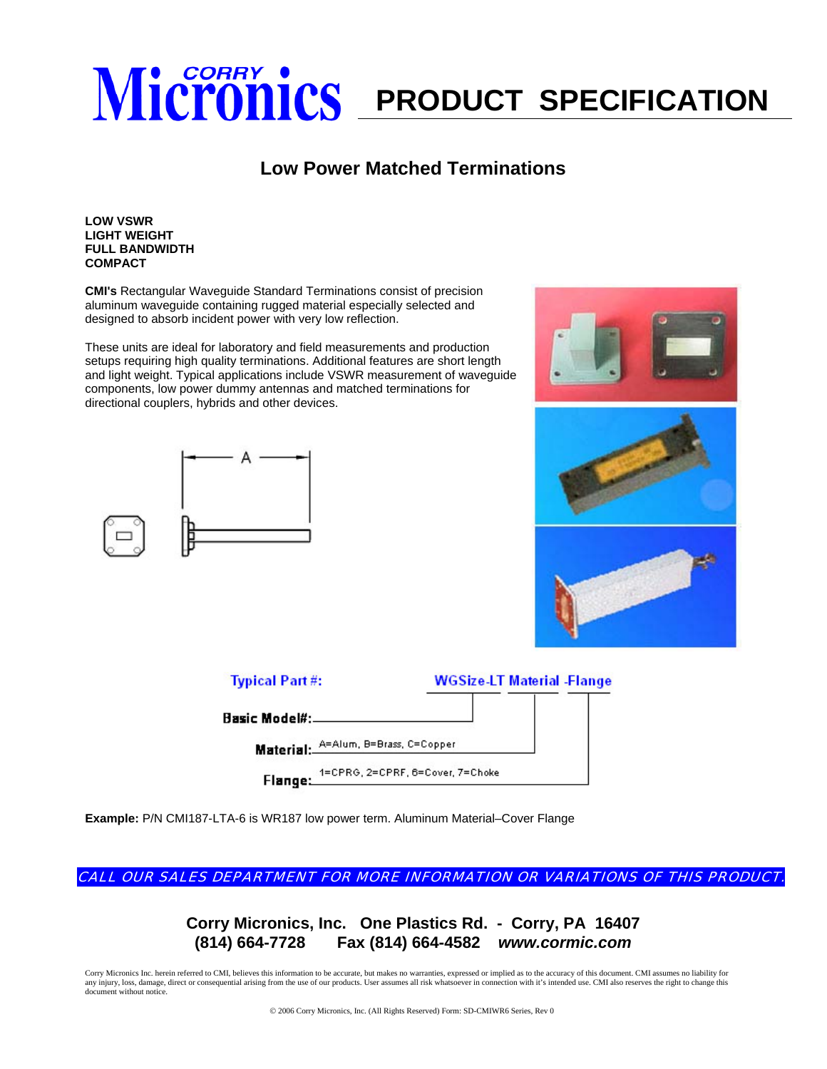# Corry Micronics PRODUCT SPECIFICATION

## Low Power Matched Terminations

**LOW VSWR**
**LIGHT WEIGHT**
**FULL BANDWIDTH**
**COMPACT**

**CMI's** Rectangular Waveguide Standard Terminations consist of precision aluminum waveguide containing rugged material especially selected and designed to absorb incident power with very low reflection.

These units are ideal for laboratory and field measurements and production setups requiring high quality terminations. Additional features are short length and light weight. Typical applications include VSWR measurement of waveguide components, low power dummy antennas and matched terminations for directional couplers, hybrids and other devices.

A

Typical Part #: WGSize-LT Material -Flange

Basic Model#:

Material: A=Alum, B=Brass, C=Copper

Flange: 1=CPRG, 2=CPRF, 6=Cover, 7=Choke

**Example:** P/N CMI187-LTA-6 is WR187 low power term. Aluminum Material–Cover Flange

*CALL OUR SALES DEPARTMENT FOR MORE INFORMATION OR VARIATIONS OF THIS PRODUCT.*

**Corry Micronics, Inc. One Plastics Rd. - Corry, PA 16407**
**(814) 664-7728 Fax (814) 664-4582 *www.cormic.com***

Corry Micronics Inc. herein referred to CMI, believes this information to be accurate, but makes no warranties, expressed or implied as to the accuracy of this document. CMI assumes no liability for any injury, loss, damage, direct or consequential arising from the use of our products. User assumes all risk whatsoever in connection with it's intended use. CMI also reserves the right to change this document without notice.

© 2006 Corry Micronics, Inc. (All Rights Reserved) Form: SD-CMIWR6 Series, Rev 0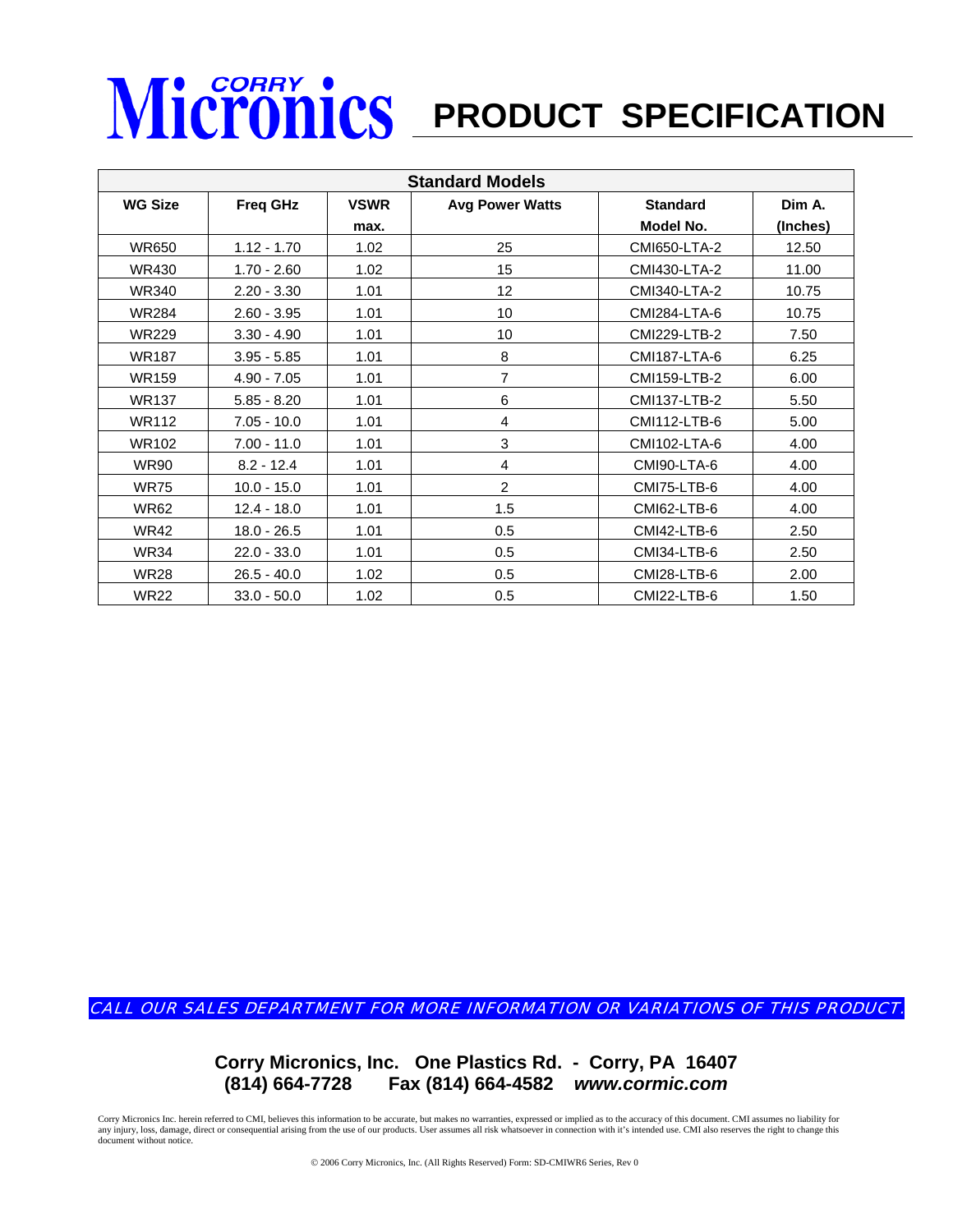# Corry Micronics PRODUCT SPECIFICATION

| Standard Models | | | | | |
|---|---|---|---|---|---|
| WG Size | Freq GHz | VSWR max. | Avg Power Watts | Standard Model No. | Dim A. (Inches) |
| WR650 | 1.12 - 1.70 | 1.02 | 25 | CMI650-LTA-2 | 12.50 |
| WR430 | 1.70 - 2.60 | 1.02 | 15 | CMI430-LTA-2 | 11.00 |
| WR340 | 2.20 - 3.30 | 1.01 | 12 | CMI340-LTA-2 | 10.75 |
| WR284 | 2.60 - 3.95 | 1.01 | 10 | CMI284-LTA-6 | 10.75 |
| WR229 | 3.30 - 4.90 | 1.01 | 10 | CMI229-LTB-2 | 7.50 |
| WR187 | 3.95 - 5.85 | 1.01 | 8 | CMI187-LTA-6 | 6.25 |
| WR159 | 4.90 - 7.05 | 1.01 | 7 | CMI159-LTB-2 | 6.00 |
| WR137 | 5.85 - 8.20 | 1.01 | 6 | CMI137-LTB-2 | 5.50 |
| WR112 | 7.05 - 10.0 | 1.01 | 4 | CMI112-LTB-6 | 5.00 |
| WR102 | 7.00 - 11.0 | 1.01 | 3 | CMI102-LTA-6 | 4.00 |
| WR90 | 8.2 - 12.4 | 1.01 | 4 | CMI90-LTA-6 | 4.00 |
| WR75 | 10.0 - 15.0 | 1.01 | 2 | CMI75-LTB-6 | 4.00 |
| WR62 | 12.4 - 18.0 | 1.01 | 1.5 | CMI62-LTB-6 | 4.00 |
| WR42 | 18.0 - 26.5 | 1.01 | 0.5 | CMI42-LTB-6 | 2.50 |
| WR34 | 22.0 - 33.0 | 1.01 | 0.5 | CMI34-LTB-6 | 2.50 |
| WR28 | 26.5 - 40.0 | 1.02 | 0.5 | CMI28-LTB-6 | 2.00 |
| WR22 | 33.0 - 50.0 | 1.02 | 0.5 | CMI22-LTB-6 | 1.50 |

*CALL OUR SALES DEPARTMENT FOR MORE INFORMATION OR VARIATIONS OF THIS PRODUCT.*

**Corry Micronics, Inc. One Plastics Rd. - Corry, PA 16407**
**(814) 664-7728 Fax (814) 664-4582 *www.cormic.com***

Corry Micronics Inc. herein referred to CMI, believes this information to be accurate, but makes no warranties, expressed or implied as to the accuracy of this document. CMI assumes no liability for any injury, loss, damage, direct or consequential arising from the use of our products. User assumes all risk whatsoever in connection with it's intended use. CMI also reserves the right to change this document without notice.

© 2006 Corry Micronics, Inc. (All Rights Reserved) Form: SD-CMIWR6 Series, Rev 0